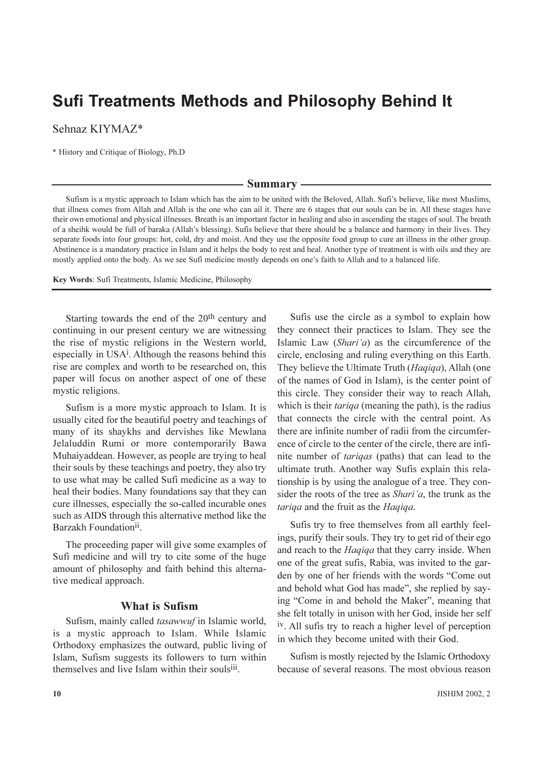# Sufi Treatments Methods and Philosophy Behind It

Sehnaz KIYMAZ*

\* History and Critique of Biology, Ph.D

## Summary

Sufism is a mystic approach to Islam which has the aim to be united with the Beloved, Allah. Sufi's believe, like most Muslims, that illness comes from Allah and Allah is the one who can ail it. There are 6 stages that our souls can be in. All these stages have their own emotional and physical illnesses. Breath is an important factor in healing and also in ascending the stages of soul. The breath of a sheihk would be full of baraka (Allah's blessing). Sufis believe that there should be a balance and harmony in their lives. They separate foods into four groups: hot, cold, dry and moist. And they use the opposite food group to cure an illness in the other group. Abstinence is a mandatory practice in Islam and it helps the body to rest and heal. Another type of treatment is with oils and they are mostly applied onto the body. As we see Sufi medicine mostly depends on one's faith to Allah and to a balanced life.

**Key Words**: Sufi Treatments, Islamic Medicine, Philosophy

Starting towards the end of the 20th century and continuing in our present century we are witnessing the rise of mystic religions in the Western world, especially in USA[i]. Although the reasons behind this rise are complex and worth to be researched on, this paper will focus on another aspect of one of these mystic religions.

Sufism is a more mystic approach to Islam. It is usually cited for the beautiful poetry and teachings of many of its shaykhs and dervishes like Mewlana Jelaluddin Rumi or more contemporarily Bawa Muhaiyaddean. However, as people are trying to heal their souls by these teachings and poetry, they also try to use what may be called Sufi medicine as a way to heal their bodies. Many foundations say that they can cure illnesses, especially the so-called incurable ones such as AIDS through this alternative method like the Barzakh Foundation[ii].

The proceeding paper will give some examples of Sufi medicine and will try to cite some of the huge amount of philosophy and faith behind this alternative medical approach.

### What is Sufism

Sufism, mainly called *tasawwuf* in Islamic world, is a mystic approach to Islam. While Islamic Orthodoxy emphasizes the outward, public living of Islam, Sufism suggests its followers to turn within themselves and live Islam within their souls[iii].

Sufis use the circle as a symbol to explain how they connect their practices to Islam. They see the Islamic Law (*Shari'a*) as the circumference of the circle, enclosing and ruling everything on this Earth. They believe the Ultimate Truth (*Haqiqa*), Allah (one of the names of God in Islam), is the center point of this circle. They consider their way to reach Allah, which is their *tariqa* (meaning the path), is the radius that connects the circle with the central point. As there are infinite number of radii from the circumference of circle to the center of the circle, there are infinite number of *tariqas* (paths) that can lead to the ultimate truth. Another way Sufis explain this relationship is by using the analogue of a tree. They consider the roots of the tree as *Shari'a*, the trunk as the *tariqa* and the fruit as the *Haqiqa*.

Sufis try to free themselves from all earthly feelings, purify their souls. They try to get rid of their ego and reach to the *Haqiqa* that they carry inside. When one of the great sufis, Rabia, was invited to the garden by one of her friends with the words "Come out and behold what God has made", she replied by saying "Come in and behold the Maker", meaning that she felt totally in unison with her God, inside her self [iv]. All sufis try to reach a higher level of perception in which they become united with their God.

Sufism is mostly rejected by the Islamic Orthodoxy because of several reasons. The most obvious reason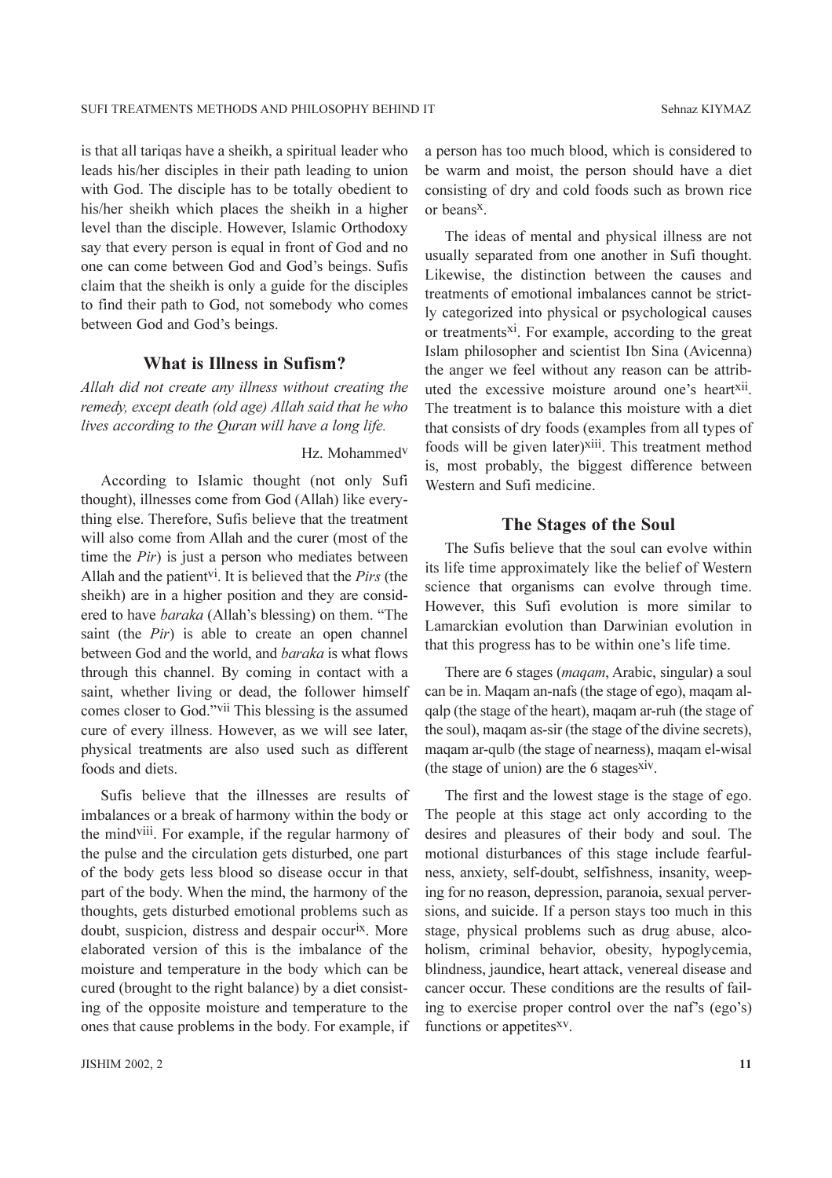is that all tariqas have a sheikh, a spiritual leader who leads his/her disciples in their path leading to union with God. The disciple has to be totally obedient to his/her sheikh which places the sheikh in a higher level than the disciple. However, Islamic Orthodoxy say that every person is equal in front of God and no one can come between God and God's beings. Sufis claim that the sheikh is only a guide for the disciples to find their path to God, not somebody who comes between God and God's beings.

## What is Illness in Sufism?

*Allah did not create any illness without creating the remedy, except death (old age) Allah said that he who lives according to the Quran will have a long life.*

Hz. Mohammed[v]

According to Islamic thought (not only Sufi thought), illnesses come from God (Allah) like everything else. Therefore, Sufis believe that the treatment will also come from Allah and the curer (most of the time the *Pir*) is just a person who mediates between Allah and the patient[vi]. It is believed that the *Pirs* (the sheikh) are in a higher position and they are considered to have *baraka* (Allah's blessing) on them. "The saint (the *Pir*) is able to create an open channel between God and the world, and *baraka* is what flows through this channel. By coming in contact with a saint, whether living or dead, the follower himself comes closer to God."[vii] This blessing is the assumed cure of every illness. However, as we will see later, physical treatments are also used such as different foods and diets.

Sufis believe that the illnesses are results of imbalances or a break of harmony within the body or the mind[viii]. For example, if the regular harmony of the pulse and the circulation gets disturbed, one part of the body gets less blood so disease occur in that part of the body. When the mind, the harmony of the thoughts, gets disturbed emotional problems such as doubt, suspicion, distress and despair occur[ix]. More elaborated version of this is the imbalance of the moisture and temperature in the body which can be cured (brought to the right balance) by a diet consisting of the opposite moisture and temperature to the ones that cause problems in the body. For example, if a person has too much blood, which is considered to be warm and moist, the person should have a diet consisting of dry and cold foods such as brown rice or beans[x].

The ideas of mental and physical illness are not usually separated from one another in Sufi thought. Likewise, the distinction between the causes and treatments of emotional imbalances cannot be strictly categorized into physical or psychological causes or treatments[xi]. For example, according to the great Islam philosopher and scientist Ibn Sina (Avicenna) the anger we feel without any reason can be attributed the excessive moisture around one's heart[xii]. The treatment is to balance this moisture with a diet that consists of dry foods (examples from all types of foods will be given later)[xiii]. This treatment method is, most probably, the biggest difference between Western and Sufi medicine.

## The Stages of the Soul

The Sufis believe that the soul can evolve within its life time approximately like the belief of Western science that organisms can evolve through time. However, this Sufi evolution is more similar to Lamarckian evolution than Darwinian evolution in that this progress has to be within one's life time.

There are 6 stages (*maqam*, Arabic, singular) a soul can be in. Maqam an-nafs (the stage of ego), maqam al-qalp (the stage of the heart), maqam ar-ruh (the stage of the soul), maqam as-sir (the stage of the divine secrets), maqam ar-qulb (the stage of nearness), maqam el-wisal (the stage of union) are the 6 stages[xiv].

The first and the lowest stage is the stage of ego. The people at this stage act only according to the desires and pleasures of their body and soul. The motional disturbances of this stage include fearfulness, anxiety, self-doubt, selfishness, insanity, weeping for no reason, depression, paranoia, sexual perversions, and suicide. If a person stays too much in this stage, physical problems such as drug abuse, alcoholism, criminal behavior, obesity, hypoglycemia, blindness, jaundice, heart attack, venereal disease and cancer occur. These conditions are the results of failing to exercise proper control over the naf's (ego's) functions or appetites[xv].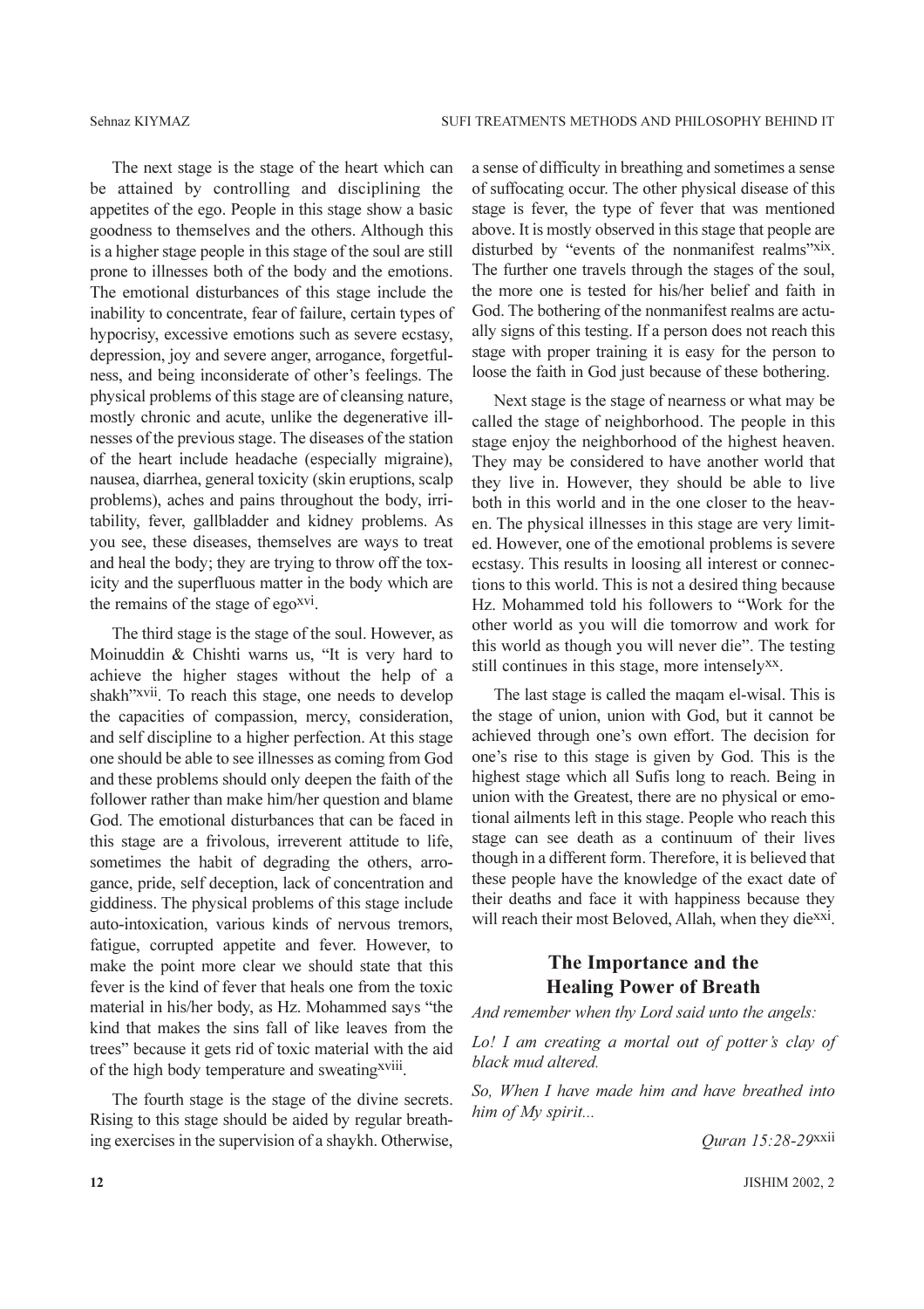The next stage is the stage of the heart which can be attained by controlling and disciplining the appetites of the ego. People in this stage show a basic goodness to themselves and the others. Although this is a higher stage people in this stage of the soul are still prone to illnesses both of the body and the emotions. The emotional disturbances of this stage include the inability to concentrate, fear of failure, certain types of hypocrisy, excessive emotions such as severe ecstasy, depression, joy and severe anger, arrogance, forgetfulness, and being inconsiderate of other's feelings. The physical problems of this stage are of cleansing nature, mostly chronic and acute, unlike the degenerative illnesses of the previous stage. The diseases of the station of the heart include headache (especially migraine), nausea, diarrhea, general toxicity (skin eruptions, scalp problems), aches and pains throughout the body, irritability, fever, gallbladder and kidney problems. As you see, these diseases, themselves are ways to treat and heal the body; they are trying to throw off the toxicity and the superfluous matter in the body which are the remains of the stage of ego[xvi].

The third stage is the stage of the soul. However, as Moinuddin & Chishti warns us, "It is very hard to achieve the higher stages without the help of a shakh"[xvii]. To reach this stage, one needs to develop the capacities of compassion, mercy, consideration, and self discipline to a higher perfection. At this stage one should be able to see illnesses as coming from God and these problems should only deepen the faith of the follower rather than make him/her question and blame God. The emotional disturbances that can be faced in this stage are a frivolous, irreverent attitude to life, sometimes the habit of degrading the others, arrogance, pride, self deception, lack of concentration and giddiness. The physical problems of this stage include auto-intoxication, various kinds of nervous tremors, fatigue, corrupted appetite and fever. However, to make the point more clear we should state that this fever is the kind of fever that heals one from the toxic material in his/her body, as Hz. Mohammed says "the kind that makes the sins fall of like leaves from the trees" because it gets rid of toxic material with the aid of the high body temperature and sweating[xviii].

The fourth stage is the stage of the divine secrets. Rising to this stage should be aided by regular breathing exercises in the supervision of a shaykh. Otherwise, a sense of difficulty in breathing and sometimes a sense of suffocating occur. The other physical disease of this stage is fever, the type of fever that was mentioned above. It is mostly observed in this stage that people are disturbed by "events of the nonmanifest realms"[xix]. The further one travels through the stages of the soul, the more one is tested for his/her belief and faith in God. The bothering of the nonmanifest realms are actually signs of this testing. If a person does not reach this stage with proper training it is easy for the person to loose the faith in God just because of these bothering.

Next stage is the stage of nearness or what may be called the stage of neighborhood. The people in this stage enjoy the neighborhood of the highest heaven. They may be considered to have another world that they live in. However, they should be able to live both in this world and in the one closer to the heaven. The physical illnesses in this stage are very limited. However, one of the emotional problems is severe ecstasy. This results in loosing all interest or connections to this world. This is not a desired thing because Hz. Mohammed told his followers to "Work for the other world as you will die tomorrow and work for this world as though you will never die". The testing still continues in this stage, more intensely[xx].

The last stage is called the maqam el-wisal. This is the stage of union, union with God, but it cannot be achieved through one's own effort. The decision for one's rise to this stage is given by God. This is the highest stage which all Sufis long to reach. Being in union with the Greatest, there are no physical or emotional ailments left in this stage. People who reach this stage can see death as a continuum of their lives though in a different form. Therefore, it is believed that these people have the knowledge of the exact date of their deaths and face it with happiness because they will reach their most Beloved, Allah, when they die[xxi].

## The Importance and the Healing Power of Breath

*And remember when thy Lord said unto the angels:*

*Lo! I am creating a mortal out of potter's clay of black mud altered.*

*So, When I have made him and have breathed into him of My spirit...*

*Quran 15:28-29*[xxii]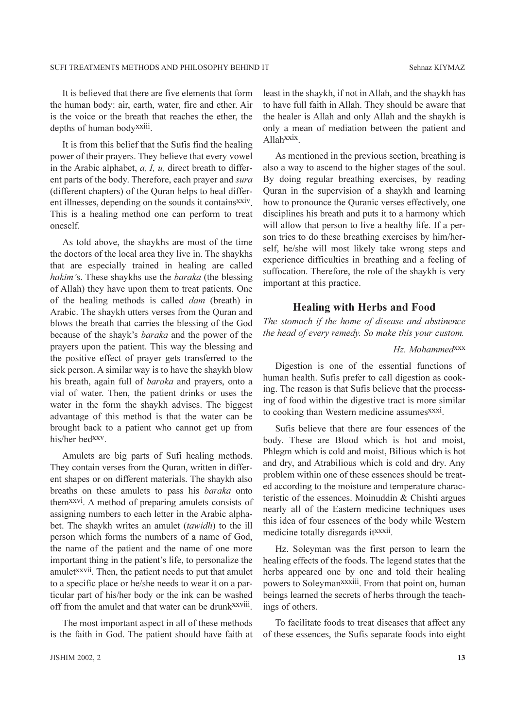It is believed that there are five elements that form the human body: air, earth, water, fire and ether. Air is the voice or the breath that reaches the ether, the depths of human body[xxiii].

It is from this belief that the Sufis find the healing power of their prayers. They believe that every vowel in the Arabic alphabet, *a, I, u,* direct breath to different parts of the body. Therefore, each prayer and *sura* (different chapters) of the Quran helps to heal different illnesses, depending on the sounds it contains[xxiv]. This is a healing method one can perform to treat oneself.

As told above, the shaykhs are most of the time the doctors of the local area they live in. The shaykhs that are especially trained in healing are called *hakim'*s. These shaykhs use the *baraka* (the blessing of Allah) they have upon them to treat patients. One of the healing methods is called *dam* (breath) in Arabic. The shaykh utters verses from the Quran and blows the breath that carries the blessing of the God because of the shayk's *baraka* and the power of the prayers upon the patient. This way the blessing and the positive effect of prayer gets transferred to the sick person. A similar way is to have the shaykh blow his breath, again full of *baraka* and prayers, onto a vial of water. Then, the patient drinks or uses the water in the form the shaykh advises. The biggest advantage of this method is that the water can be brought back to a patient who cannot get up from his/her bed[xxv].

Amulets are big parts of Sufi healing methods. They contain verses from the Quran, written in different shapes or on different materials. The shaykh also breaths on these amulets to pass his *baraka* onto them[xxvi]. A method of preparing amulets consists of assigning numbers to each letter in the Arabic alphabet. The shaykh writes an amulet (*tawidh*) to the ill person which forms the numbers of a name of God, the name of the patient and the name of one more important thing in the patient's life, to personalize the amulet[xxvii]. Then, the patient needs to put that amulet to a specific place or he/she needs to wear it on a particular part of his/her body or the ink can be washed off from the amulet and that water can be drunk[xxviii].

The most important aspect in all of these methods is the faith in God. The patient should have faith at least in the shaykh, if not in Allah, and the shaykh has to have full faith in Allah. They should be aware that the healer is Allah and only Allah and the shaykh is only a mean of mediation between the patient and Allah[xxix].

As mentioned in the previous section, breathing is also a way to ascend to the higher stages of the soul. By doing regular breathing exercises, by reading Quran in the supervision of a shaykh and learning how to pronounce the Quranic verses effectively, one disciplines his breath and puts it to a harmony which will allow that person to live a healthy life. If a person tries to do these breathing exercises by him/herself, he/she will most likely take wrong steps and experience difficulties in breathing and a feeling of suffocation. Therefore, the role of the shaykh is very important at this practice.

## Healing with Herbs and Food

*The stomach if the home of disease and abstinence the head of every remedy. So make this your custom.*

*Hz. Mohammed*[xxx]

Digestion is one of the essential functions of human health. Sufis prefer to call digestion as cooking. The reason is that Sufis believe that the processing of food within the digestive tract is more similar to cooking than Western medicine assumes[xxxi].

Sufis believe that there are four essences of the body. These are Blood which is hot and moist, Phlegm which is cold and moist, Bilious which is hot and dry, and Atrabilious which is cold and dry. Any problem within one of these essences should be treated according to the moisture and temperature characteristic of the essences. Moinuddin & Chishti argues nearly all of the Eastern medicine techniques uses this idea of four essences of the body while Western medicine totally disregards it[xxxii].

Hz. Soleyman was the first person to learn the healing effects of the foods. The legend states that the herbs appeared one by one and told their healing powers to Soleyman[xxxiii]. From that point on, human beings learned the secrets of herbs through the teachings of others.

To facilitate foods to treat diseases that affect any of these essences, the Sufis separate foods into eight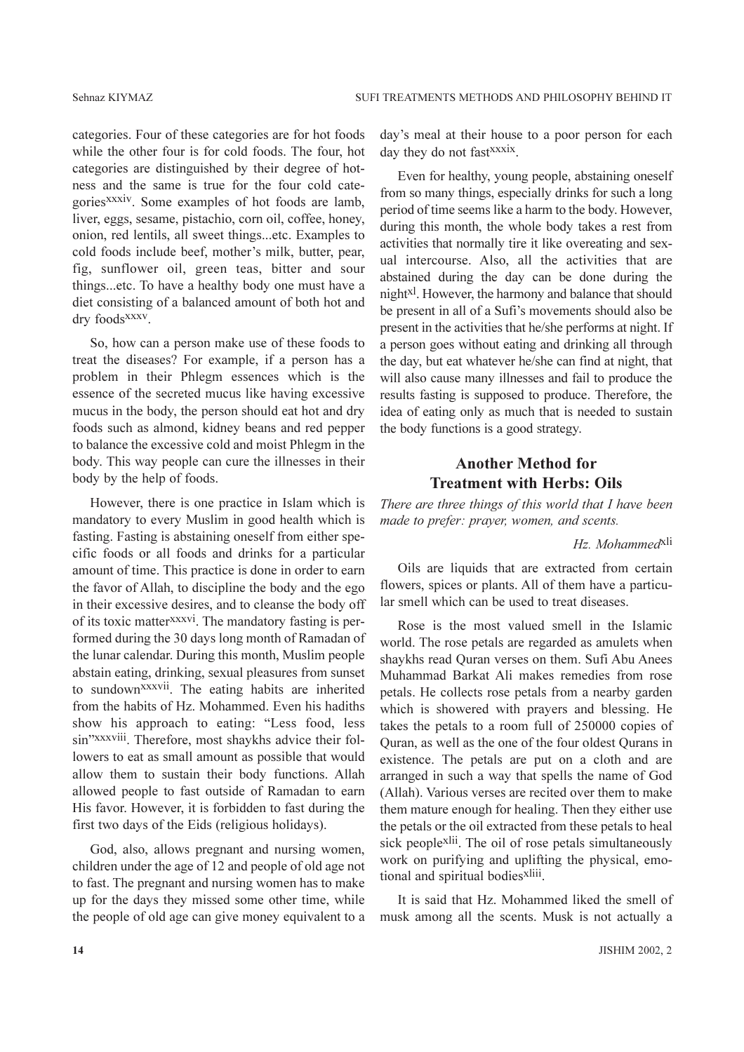categories. Four of these categories are for hot foods while the other four is for cold foods. The four, hot categories are distinguished by their degree of hotness and the same is true for the four cold categories[xxxiv]. Some examples of hot foods are lamb, liver, eggs, sesame, pistachio, corn oil, coffee, honey, onion, red lentils, all sweet things...etc. Examples to cold foods include beef, mother's milk, butter, pear, fig, sunflower oil, green teas, bitter and sour things...etc. To have a healthy body one must have a diet consisting of a balanced amount of both hot and dry foods[xxxv].

So, how can a person make use of these foods to treat the diseases? For example, if a person has a problem in their Phlegm essences which is the essence of the secreted mucus like having excessive mucus in the body, the person should eat hot and dry foods such as almond, kidney beans and red pepper to balance the excessive cold and moist Phlegm in the body. This way people can cure the illnesses in their body by the help of foods.

However, there is one practice in Islam which is mandatory to every Muslim in good health which is fasting. Fasting is abstaining oneself from either specific foods or all foods and drinks for a particular amount of time. This practice is done in order to earn the favor of Allah, to discipline the body and the ego in their excessive desires, and to cleanse the body off of its toxic matter[xxxvi]. The mandatory fasting is performed during the 30 days long month of Ramadan of the lunar calendar. During this month, Muslim people abstain eating, drinking, sexual pleasures from sunset to sundown[xxxvii]. The eating habits are inherited from the habits of Hz. Mohammed. Even his hadiths show his approach to eating: "Less food, less sin"[xxxviii]. Therefore, most shaykhs advice their followers to eat as small amount as possible that would allow them to sustain their body functions. Allah allowed people to fast outside of Ramadan to earn His favor. However, it is forbidden to fast during the first two days of the Eids (religious holidays).

God, also, allows pregnant and nursing women, children under the age of 12 and people of old age not to fast. The pregnant and nursing women has to make up for the days they missed some other time, while the people of old age can give money equivalent to a day's meal at their house to a poor person for each day they do not fast[xxxix].

Even for healthy, young people, abstaining oneself from so many things, especially drinks for such a long period of time seems like a harm to the body. However, during this month, the whole body takes a rest from activities that normally tire it like overeating and sexual intercourse. Also, all the activities that are abstained during the day can be done during the night[xl]. However, the harmony and balance that should be present in all of a Sufi's movements should also be present in the activities that he/she performs at night. If a person goes without eating and drinking all through the day, but eat whatever he/she can find at night, that will also cause many illnesses and fail to produce the results fasting is supposed to produce. Therefore, the idea of eating only as much that is needed to sustain the body functions is a good strategy.

## Another Method for Treatment with Herbs: Oils

*There are three things of this world that I have been made to prefer: prayer, women, and scents.*

*Hz. Mohammed*[xli]

Oils are liquids that are extracted from certain flowers, spices or plants. All of them have a particular smell which can be used to treat diseases.

Rose is the most valued smell in the Islamic world. The rose petals are regarded as amulets when shaykhs read Quran verses on them. Sufi Abu Anees Muhammad Barkat Ali makes remedies from rose petals. He collects rose petals from a nearby garden which is showered with prayers and blessing. He takes the petals to a room full of 250000 copies of Quran, as well as the one of the four oldest Qurans in existence. The petals are put on a cloth and are arranged in such a way that spells the name of God (Allah). Various verses are recited over them to make them mature enough for healing. Then they either use the petals or the oil extracted from these petals to heal sick people[xlii]. The oil of rose petals simultaneously work on purifying and uplifting the physical, emotional and spiritual bodies[xliii].

It is said that Hz. Mohammed liked the smell of musk among all the scents. Musk is not actually a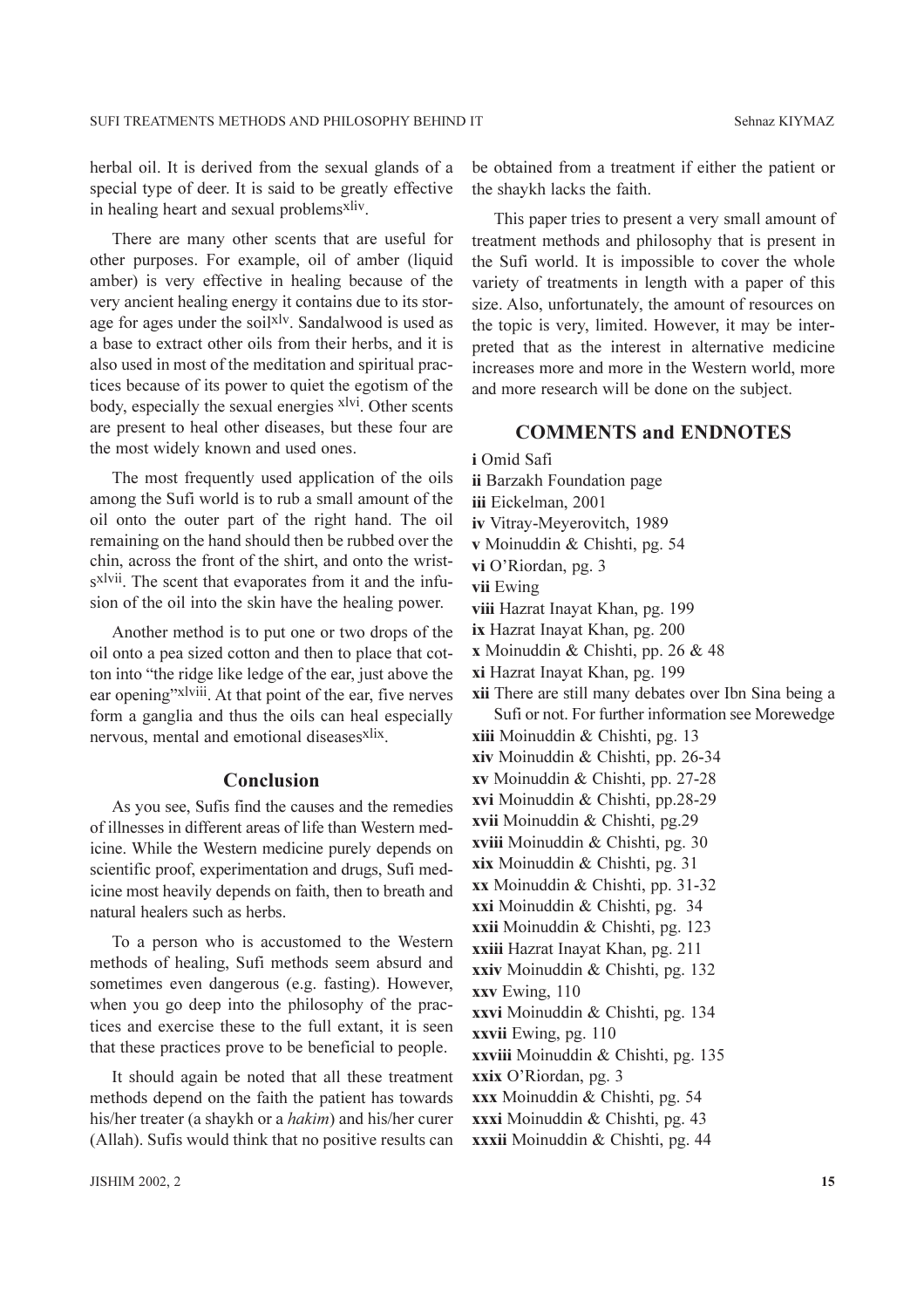herbal oil. It is derived from the sexual glands of a special type of deer. It is said to be greatly effective in healing heart and sexual problems[xliv].

There are many other scents that are useful for other purposes. For example, oil of amber (liquid amber) is very effective in healing because of the very ancient healing energy it contains due to its storage for ages under the soil[xlv]. Sandalwood is used as a base to extract other oils from their herbs, and it is also used in most of the meditation and spiritual practices because of its power to quiet the egotism of the body, especially the sexual energies [xlvi]. Other scents are present to heal other diseases, but these four are the most widely known and used ones.

The most frequently used application of the oils among the Sufi world is to rub a small amount of the oil onto the outer part of the right hand. The oil remaining on the hand should then be rubbed over the chin, across the front of the shirt, and onto the wrists[xlvii]. The scent that evaporates from it and the infusion of the oil into the skin have the healing power.

Another method is to put one or two drops of the oil onto a pea sized cotton and then to place that cotton into "the ridge like ledge of the ear, just above the ear opening"[xlviii]. At that point of the ear, five nerves form a ganglia and thus the oils can heal especially nervous, mental and emotional diseases[xlix].

## Conclusion

As you see, Sufis find the causes and the remedies of illnesses in different areas of life than Western medicine. While the Western medicine purely depends on scientific proof, experimentation and drugs, Sufi medicine most heavily depends on faith, then to breath and natural healers such as herbs.

To a person who is accustomed to the Western methods of healing, Sufi methods seem absurd and sometimes even dangerous (e.g. fasting). However, when you go deep into the philosophy of the practices and exercise these to the full extant, it is seen that these practices prove to be beneficial to people.

It should again be noted that all these treatment methods depend on the faith the patient has towards his/her treater (a shaykh or a *hakim*) and his/her curer (Allah). Sufis would think that no positive results can be obtained from a treatment if either the patient or the shaykh lacks the faith.

This paper tries to present a very small amount of treatment methods and philosophy that is present in the Sufi world. It is impossible to cover the whole variety of treatments in length with a paper of this size. Also, unfortunately, the amount of resources on the topic is very, limited. However, it may be interpreted that as the interest in alternative medicine increases more and more in the Western world, more and more research will be done on the subject.

## COMMENTS and ENDNOTES

**i** Omid Safi
**ii** Barzakh Foundation page
**iii** Eickelman, 2001
**iv** Vitray-Meyerovitch, 1989
**v** Moinuddin & Chishti, pg. 54
**vi** O'Riordan, pg. 3
**vii** Ewing
**viii** Hazrat Inayat Khan, pg. 199
**ix** Hazrat Inayat Khan, pg. 200
**x** Moinuddin & Chishti, pp. 26 & 48
**xi** Hazrat Inayat Khan, pg. 199
**xii** There are still many debates over Ibn Sina being a Sufi or not. For further information see Morewedge
**xiii** Moinuddin & Chishti, pg. 13
**xiv** Moinuddin & Chishti, pp. 26-34
**xv** Moinuddin & Chishti, pp. 27-28
**xvi** Moinuddin & Chishti, pp.28-29
**xvii** Moinuddin & Chishti, pg.29
**xviii** Moinuddin & Chishti, pg. 30
**xix** Moinuddin & Chishti, pg. 31
**xx** Moinuddin & Chishti, pp. 31-32
**xxi** Moinuddin & Chishti, pg. 34
**xxii** Moinuddin & Chishti, pg. 123
**xxiii** Hazrat Inayat Khan, pg. 211
**xxiv** Moinuddin & Chishti, pg. 132
**xxv** Ewing, 110
**xxvi** Moinuddin & Chishti, pg. 134
**xxvii** Ewing, pg. 110
**xxviii** Moinuddin & Chishti, pg. 135
**xxix** O'Riordan, pg. 3
**xxx** Moinuddin & Chishti, pg. 54
**xxxi** Moinuddin & Chishti, pg. 43
**xxxii** Moinuddin & Chishti, pg. 44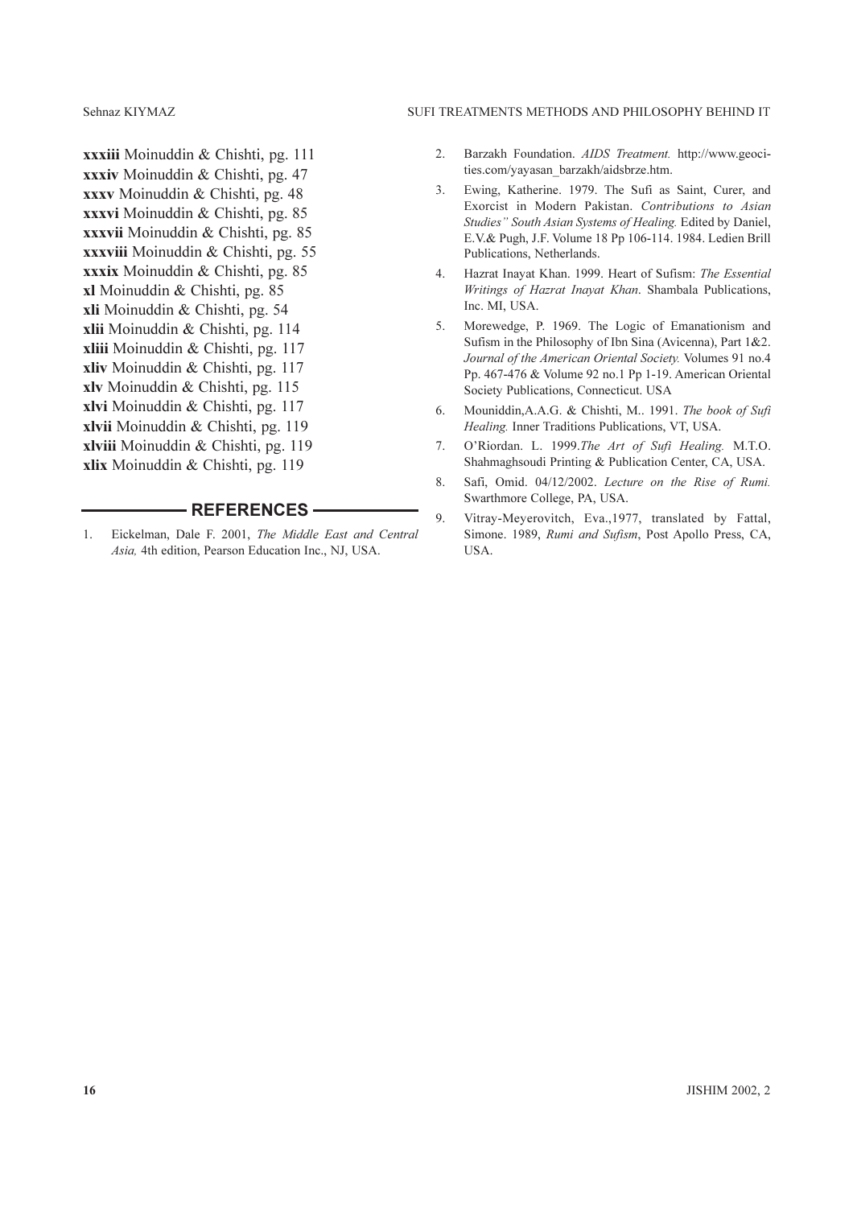**xxxiii** Moinuddin & Chishti, pg. 111
**xxxiv** Moinuddin & Chishti, pg. 47
**xxxv** Moinuddin & Chishti, pg. 48
**xxxvi** Moinuddin & Chishti, pg. 85
**xxxvii** Moinuddin & Chishti, pg. 85
**xxxviii** Moinuddin & Chishti, pg. 55
**xxxix** Moinuddin & Chishti, pg. 85
**xl** Moinuddin & Chishti, pg. 85
**xli** Moinuddin & Chishti, pg. 54
**xlii** Moinuddin & Chishti, pg. 114
**xliii** Moinuddin & Chishti, pg. 117
**xliv** Moinuddin & Chishti, pg. 117
**xlv** Moinuddin & Chishti, pg. 115
**xlvi** Moinuddin & Chishti, pg. 117
**xlvii** Moinuddin & Chishti, pg. 119
**xlviii** Moinuddin & Chishti, pg. 119
**xlix** Moinuddin & Chishti, pg. 119

## REFERENCES

1. Eickelman, Dale F. 2001, *The Middle East and Central Asia,* 4th edition, Pearson Education Inc., NJ, USA.
2. Barzakh Foundation. *AIDS Treatment.* http://www.geocities.com/yayasan_barzakh/aidsbrze.htm.
3. Ewing, Katherine. 1979. The Sufi as Saint, Curer, and Exorcist in Modern Pakistan. *Contributions to Asian Studies" South Asian Systems of Healing.* Edited by Daniel, E.V.& Pugh, J.F. Volume 18 Pp 106-114. 1984. Ledien Brill Publications, Netherlands.
4. Hazrat Inayat Khan. 1999. Heart of Sufism: *The Essential Writings of Hazrat Inayat Khan*. Shambala Publications, Inc. MI, USA.
5. Morewedge, P. 1969. The Logic of Emanationism and Sufism in the Philosophy of Ibn Sina (Avicenna), Part 1&2. *Journal of the American Oriental Society.* Volumes 91 no.4 Pp. 467-476 & Volume 92 no.1 Pp 1-19. American Oriental Society Publications, Connecticut. USA
6. Mouniddin,A.A.G. & Chishti, M.. 1991. *The book of Sufi Healing.* Inner Traditions Publications, VT, USA.
7. O'Riordan. L. 1999.*The Art of Sufi Healing.* M.T.O. Shahmaghsoudi Printing & Publication Center, CA, USA.
8. Safi, Omid. 04/12/2002. *Lecture on the Rise of Rumi.* Swarthmore College, PA, USA.
9. Vitray-Meyerovitch, Eva.,1977, translated by Fattal, Simone. 1989, *Rumi and Sufism*, Post Apollo Press, CA, USA.